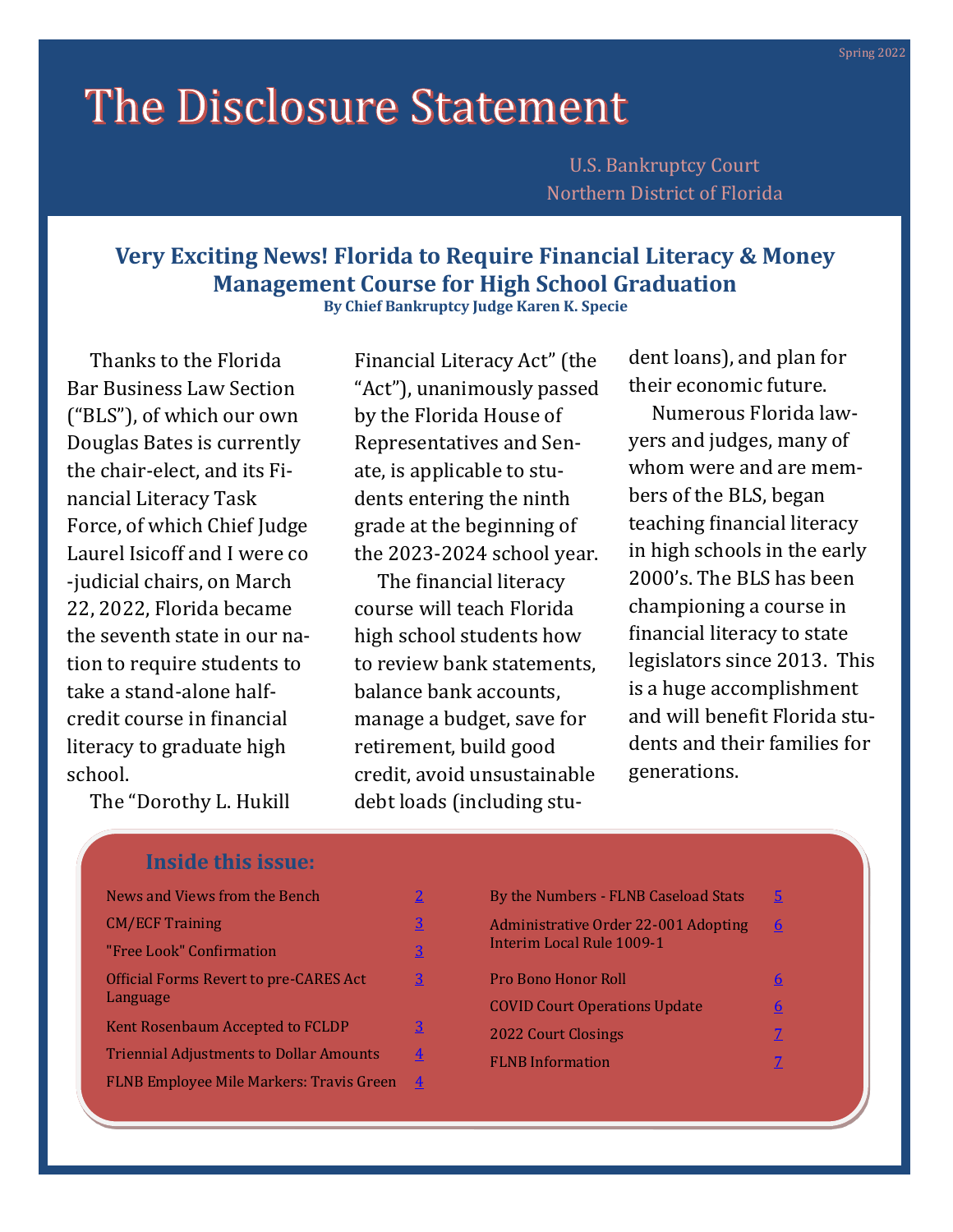Spring 2022

# The Disclosure Statement

U.S. Bankruptcy Court
Northern District of Florida

## Very Exciting News! Florida to Require Financial Literacy & Money Management Course for High School Graduation

**By Chief Bankruptcy Judge Karen K. Specie**

Thanks to the Florida Bar Business Law Section ("BLS"), of which our own Douglas Bates is currently the chair-elect, and its Financial Literacy Task Force, of which Chief Judge Laurel Isicoff and I were co-judicial chairs, on March 22, 2022, Florida became the seventh state in our nation to require students to take a stand-alone half-credit course in financial literacy to graduate high school.

The "Dorothy L. Hukill Financial Literacy Act" (the "Act"), unanimously passed by the Florida House of Representatives and Senate, is applicable to students entering the ninth grade at the beginning of the 2023-2024 school year.

The financial literacy course will teach Florida high school students how to review bank statements, balance bank accounts, manage a budget, save for retirement, build good credit, avoid unsustainable debt loads (including student loans), and plan for their economic future.

Numerous Florida lawyers and judges, many of whom were and are members of the BLS, began teaching financial literacy in high schools in the early 2000's. The BLS has been championing a course in financial literacy to state legislators since 2013. This is a huge accomplishment and will benefit Florida students and their families for generations.

### Inside this issue:

| | |
|---|---|
| News and Views from the Bench | 2 |
| CM/ECF Training | 3 |
| "Free Look" Confirmation | 3 |
| Official Forms Revert to pre-CARES Act Language | 3 |
| Kent Rosenbaum Accepted to FCLDP | 3 |
| Triennial Adjustments to Dollar Amounts | 4 |
| FLNB Employee Mile Markers: Travis Green | 4 |
| By the Numbers - FLNB Caseload Stats | 5 |
| Administrative Order 22-001 Adopting Interim Local Rule 1009-1 | 6 |
| Pro Bono Honor Roll | 6 |
| COVID Court Operations Update | 6 |
| 2022 Court Closings | 7 |
| FLNB Information | 7 |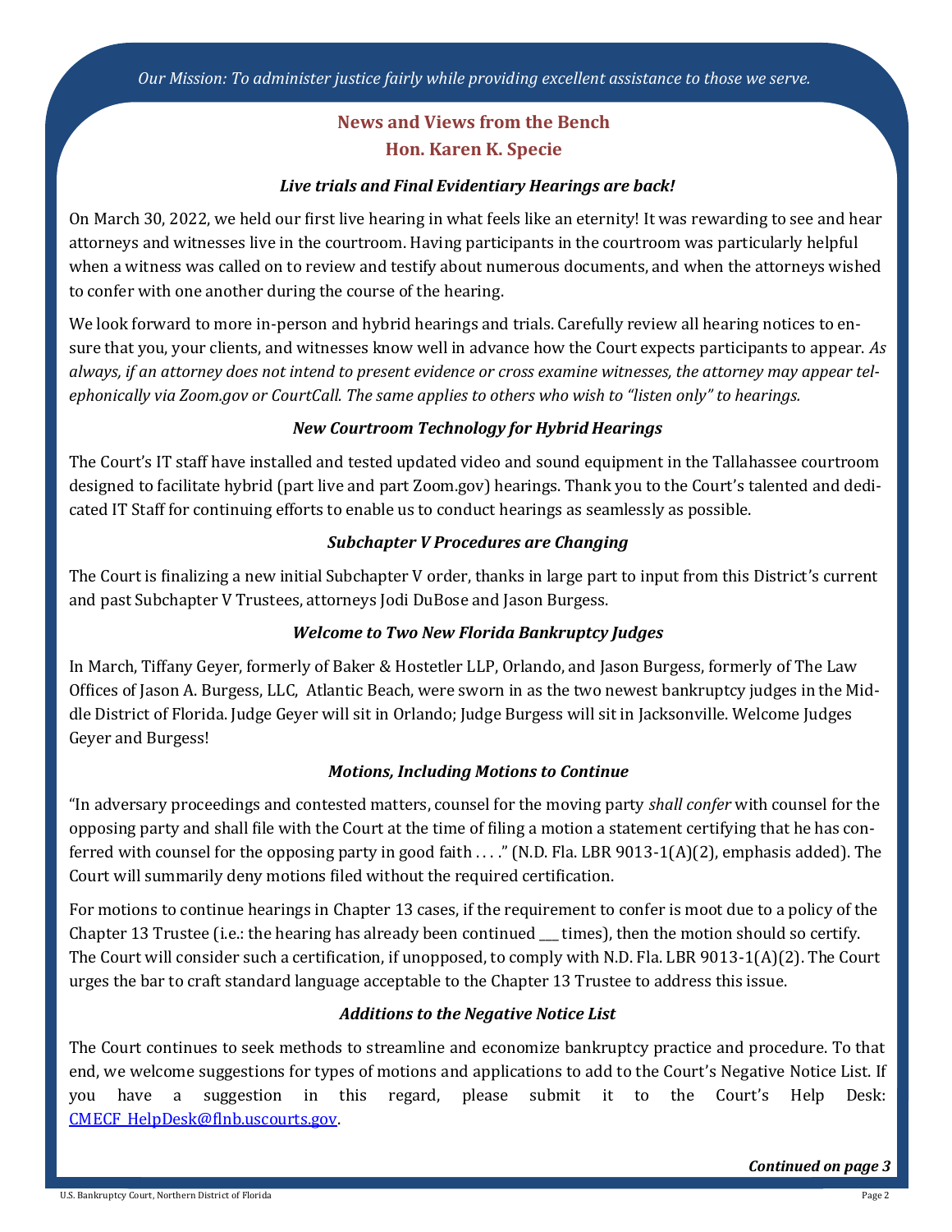*Our Mission: To administer justice fairly while providing excellent assistance to those we serve.*

## News and Views from the Bench

## Hon. Karen K. Specie

### *Live trials and Final Evidentiary Hearings are back!*

On March 30, 2022, we held our first live hearing in what feels like an eternity! It was rewarding to see and hear attorneys and witnesses live in the courtroom. Having participants in the courtroom was particularly helpful when a witness was called on to review and testify about numerous documents, and when the attorneys wished to confer with one another during the course of the hearing.

We look forward to more in-person and hybrid hearings and trials. Carefully review all hearing notices to ensure that you, your clients, and witnesses know well in advance how the Court expects participants to appear. *As always, if an attorney does not intend to present evidence or cross examine witnesses, the attorney may appear telephonically via Zoom.gov or CourtCall. The same applies to others who wish to "listen only" to hearings.*

### *New Courtroom Technology for Hybrid Hearings*

The Court's IT staff have installed and tested updated video and sound equipment in the Tallahassee courtroom designed to facilitate hybrid (part live and part Zoom.gov) hearings. Thank you to the Court's talented and dedicated IT Staff for continuing efforts to enable us to conduct hearings as seamlessly as possible.

### *Subchapter V Procedures are Changing*

The Court is finalizing a new initial Subchapter V order, thanks in large part to input from this District's current and past Subchapter V Trustees, attorneys Jodi DuBose and Jason Burgess.

### *Welcome to Two New Florida Bankruptcy Judges*

In March, Tiffany Geyer, formerly of Baker & Hostetler LLP, Orlando, and Jason Burgess, formerly of The Law Offices of Jason A. Burgess, LLC, Atlantic Beach, were sworn in as the two newest bankruptcy judges in the Middle District of Florida. Judge Geyer will sit in Orlando; Judge Burgess will sit in Jacksonville. Welcome Judges Geyer and Burgess!

### *Motions, Including Motions to Continue*

"In adversary proceedings and contested matters, counsel for the moving party *shall confer* with counsel for the opposing party and shall file with the Court at the time of filing a motion a statement certifying that he has conferred with counsel for the opposing party in good faith . . . ." (N.D. Fla. LBR 9013-1(A)(2), emphasis added). The Court will summarily deny motions filed without the required certification.

For motions to continue hearings in Chapter 13 cases, if the requirement to confer is moot due to a policy of the Chapter 13 Trustee (i.e.: the hearing has already been continued ___ times), then the motion should so certify. The Court will consider such a certification, if unopposed, to comply with N.D. Fla. LBR 9013-1(A)(2). The Court urges the bar to craft standard language acceptable to the Chapter 13 Trustee to address this issue.

### *Additions to the Negative Notice List*

The Court continues to seek methods to streamline and economize bankruptcy practice and procedure. To that end, we welcome suggestions for types of motions and applications to add to the Court's Negative Notice List. If you have a suggestion in this regard, please submit it to the Court's Help Desk: CMECF_HelpDesk@flnb.uscourts.gov.

***Continued on page 3***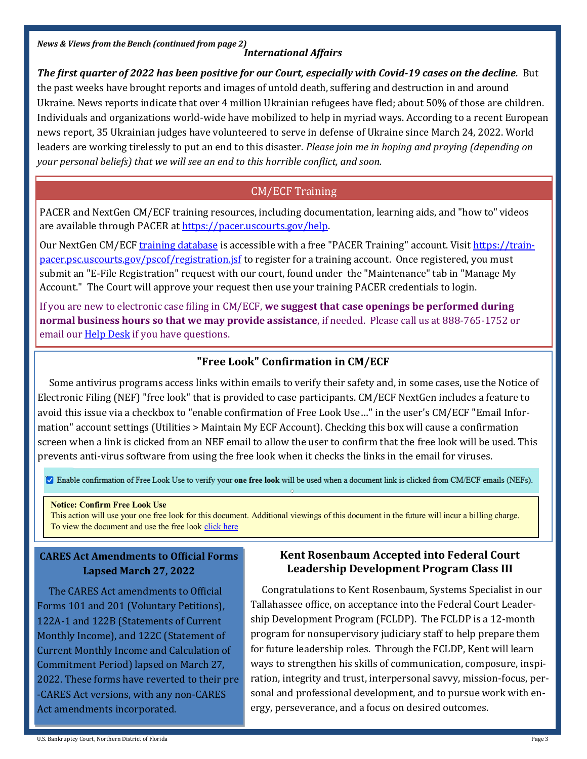*News & Views from the Bench (continued from page 2)*

### *International Affairs*

***The first quarter of 2022 has been positive for our Court, especially with Covid-19 cases on the decline.*** But the past weeks have brought reports and images of untold death, suffering and destruction in and around Ukraine. News reports indicate that over 4 million Ukrainian refugees have fled; about 50% of those are children. Individuals and organizations world-wide have mobilized to help in myriad ways. According to a recent European news report, 35 Ukrainian judges have volunteered to serve in defense of Ukraine since March 24, 2022. World leaders are working tirelessly to put an end to this disaster. *Please join me in hoping and praying (depending on your personal beliefs) that we will see an end to this horrible conflict, and soon.*

## CM/ECF Training

PACER and NextGen CM/ECF training resources, including documentation, learning aids, and "how to" videos are available through PACER at https://pacer.uscourts.gov/help.

Our NextGen CM/ECF training database is accessible with a free "PACER Training" account. Visit https://train-pacer.psc.uscourts.gov/pscof/registration.jsf to register for a training account. Once registered, you must submit an "E-File Registration" request with our court, found under the "Maintenance" tab in "Manage My Account." The Court will approve your request then use your training PACER credentials to login.

If you are new to electronic case filing in CM/ECF, **we suggest that case openings be performed during normal business hours so that we may provide assistance**, if needed. Please call us at 888-765-1752 or email our Help Desk if you have questions.

## "Free Look" Confirmation in CM/ECF

Some antivirus programs access links within emails to verify their safety and, in some cases, use the Notice of Electronic Filing (NEF) "free look" that is provided to case participants. CM/ECF NextGen includes a feature to avoid this issue via a checkbox to "enable confirmation of Free Look Use…" in the user's CM/ECF "Email Information" account settings (Utilities > Maintain My ECF Account). Checking this box will cause a confirmation screen when a link is clicked from an NEF email to allow the user to confirm that the free look will be used. This prevents anti-virus software from using the free look when it checks the links in the email for viruses.

☑ Enable confirmation of Free Look Use to verify your **one free look** will be used when a document link is clicked from CM/ECF emails (NEFs).

**Notice: Confirm Free Look Use**
This action will use your one free look for this document. Additional viewings of this document in the future will incur a billing charge.
To view the document and use the free look click here

## CARES Act Amendments to Official Forms Lapsed March 27, 2022

The CARES Act amendments to Official Forms 101 and 201 (Voluntary Petitions), 122A-1 and 122B (Statements of Current Monthly Income), and 122C (Statement of Current Monthly Income and Calculation of Commitment Period) lapsed on March 27, 2022. These forms have reverted to their pre-CARES Act versions, with any non-CARES Act amendments incorporated.

## Kent Rosenbaum Accepted into Federal Court Leadership Development Program Class III

Congratulations to Kent Rosenbaum, Systems Specialist in our Tallahassee office, on acceptance into the Federal Court Leadership Development Program (FCLDP). The FCLDP is a 12-month program for nonsupervisory judiciary staff to help prepare them for future leadership roles. Through the FCLDP, Kent will learn ways to strengthen his skills of communication, composure, inspiration, integrity and trust, interpersonal savvy, mission-focus, personal and professional development, and to pursue work with energy, perseverance, and a focus on desired outcomes.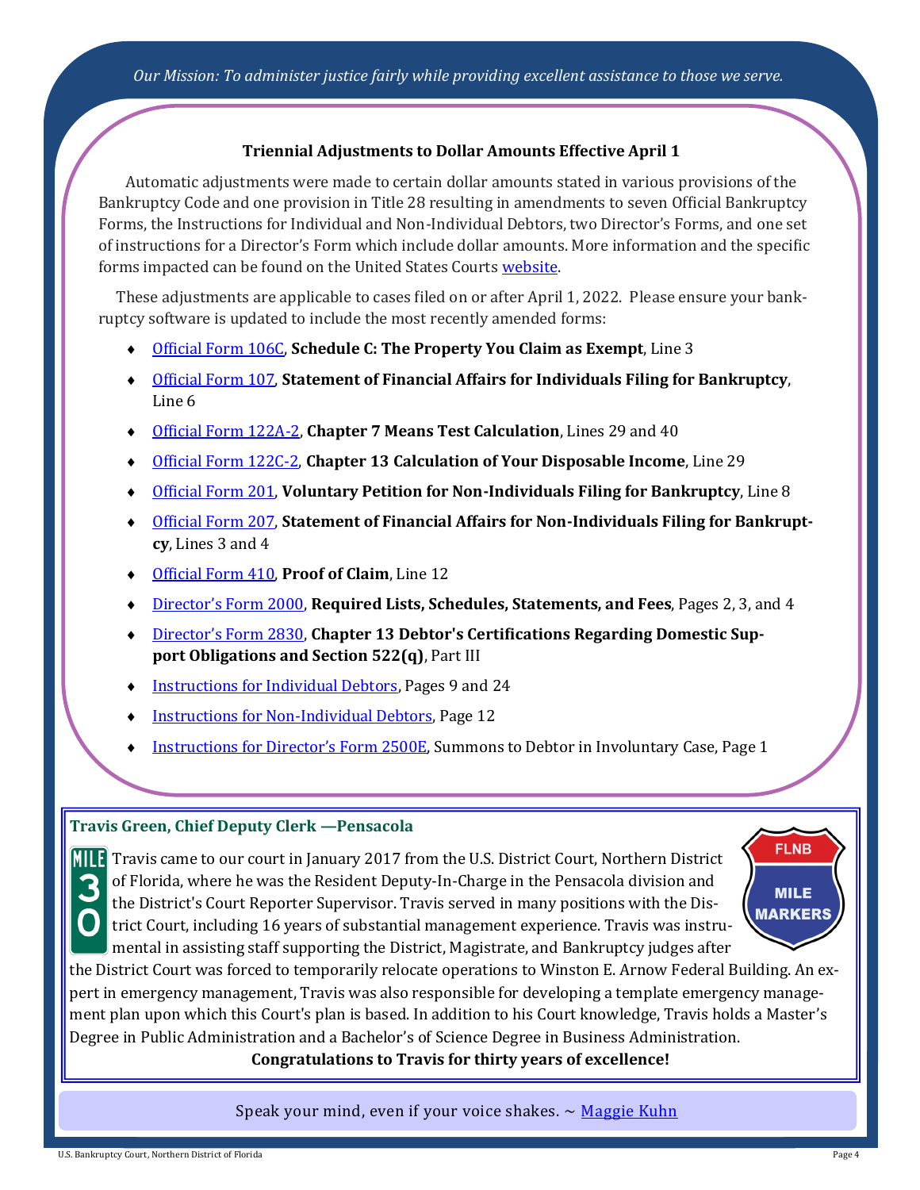*Our Mission: To administer justice fairly while providing excellent assistance to those we serve.*

## Triennial Adjustments to Dollar Amounts Effective April 1

Automatic adjustments were made to certain dollar amounts stated in various provisions of the Bankruptcy Code and one provision in Title 28 resulting in amendments to seven Official Bankruptcy Forms, the Instructions for Individual and Non-Individual Debtors, two Director's Forms, and one set of instructions for a Director's Form which include dollar amounts. More information and the specific forms impacted can be found on the United States Courts website.

These adjustments are applicable to cases filed on or after April 1, 2022. Please ensure your bankruptcy software is updated to include the most recently amended forms:

- Official Form 106C, **Schedule C: The Property You Claim as Exempt**, Line 3
- Official Form 107, **Statement of Financial Affairs for Individuals Filing for Bankruptcy**, Line 6
- Official Form 122A-2, **Chapter 7 Means Test Calculation**, Lines 29 and 40
- Official Form 122C-2, **Chapter 13 Calculation of Your Disposable Income**, Line 29
- Official Form 201, **Voluntary Petition for Non-Individuals Filing for Bankruptcy**, Line 8
- Official Form 207, **Statement of Financial Affairs for Non-Individuals Filing for Bankruptcy**, Lines 3 and 4
- Official Form 410, **Proof of Claim**, Line 12
- Director's Form 2000, **Required Lists, Schedules, Statements, and Fees**, Pages 2, 3, and 4
- Director's Form 2830, **Chapter 13 Debtor's Certifications Regarding Domestic Support Obligations and Section 522(q)**, Part III
- Instructions for Individual Debtors, Pages 9 and 24
- Instructions for Non-Individual Debtors, Page 12
- Instructions for Director's Form 2500E, Summons to Debtor in Involuntary Case, Page 1

## Travis Green, Chief Deputy Clerk —Pensacola

MILE 30

FLNB MILE MARKERS

Travis came to our court in January 2017 from the U.S. District Court, Northern District of Florida, where he was the Resident Deputy-In-Charge in the Pensacola division and the District's Court Reporter Supervisor. Travis served in many positions with the District Court, including 16 years of substantial management experience. Travis was instrumental in assisting staff supporting the District, Magistrate, and Bankruptcy judges after the District Court was forced to temporarily relocate operations to Winston E. Arnow Federal Building. An expert in emergency management, Travis was also responsible for developing a template emergency management plan upon which this Court's plan is based. In addition to his Court knowledge, Travis holds a Master's Degree in Public Administration and a Bachelor's of Science Degree in Business Administration.

**Congratulations to Travis for thirty years of excellence!**

Speak your mind, even if your voice shakes. ~ Maggie Kuhn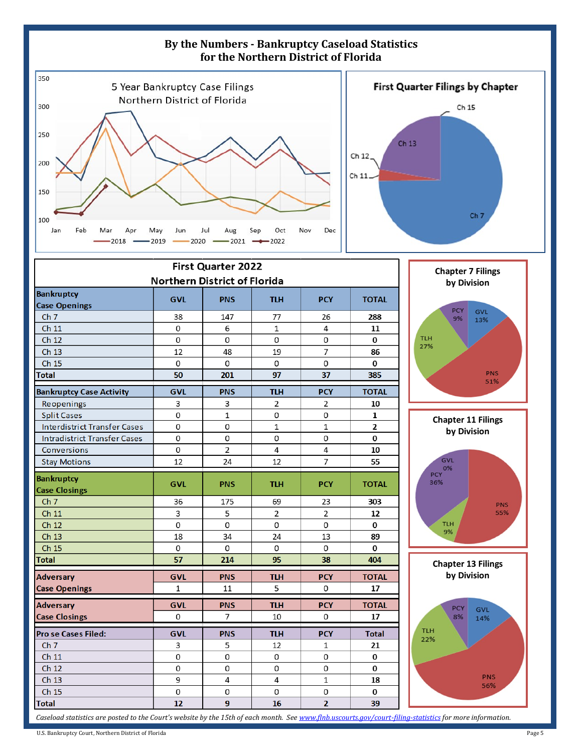# By the Numbers - Bankruptcy Caseload Statistics for the Northern District of Florida

**5 Year Bankruptcy Case Filings**
Northern District of Florida

**First Quarter Filings by Chapter**

## First Quarter 2022 Northern District of Florida

| Bankruptcy Case Openings | GVL | PNS | TLH | PCY | TOTAL |
|---|---|---|---|---|---|
| Ch 7 | 38 | 147 | 77 | 26 | **288** |
| Ch 11 | 0 | 6 | 1 | 4 | **11** |
| Ch 12 | 0 | 0 | 0 | 0 | **0** |
| Ch 13 | 12 | 48 | 19 | 7 | **86** |
| Ch 15 | 0 | 0 | 0 | 0 | **0** |
| **Total** | **50** | **201** | **97** | **37** | **385** |

| Bankruptcy Case Activity | GVL | PNS | TLH | PCY | TOTAL |
|---|---|---|---|---|---|
| Reopenings | 3 | 3 | 2 | 2 | **10** |
| Split Cases | 0 | 1 | 0 | 0 | **1** |
| Interdistrict Transfer Cases | 0 | 0 | 1 | 1 | **2** |
| Intradistrict Transfer Cases | 0 | 0 | 0 | 0 | **0** |
| Conversions | 0 | 2 | 4 | 4 | **10** |
| Stay Motions | 12 | 24 | 12 | 7 | **55** |

| Bankruptcy Case Closings | GVL | PNS | TLH | PCY | TOTAL |
|---|---|---|---|---|---|
| Ch 7 | 36 | 175 | 69 | 23 | **303** |
| Ch 11 | 3 | 5 | 2 | 2 | **12** |
| Ch 12 | 0 | 0 | 0 | 0 | **0** |
| Ch 13 | 18 | 34 | 24 | 13 | **89** |
| Ch 15 | 0 | 0 | 0 | 0 | **0** |
| **Total** | **57** | **214** | **95** | **38** | **404** |

| Adversary Case Openings | GVL | PNS | TLH | PCY | TOTAL |
|---|---|---|---|---|---|
| | 1 | 11 | 5 | 0 | 17 |

| Adversary Case Closings | GVL | PNS | TLH | PCY | TOTAL |
|---|---|---|---|---|---|
| | 0 | 7 | 10 | 0 | 17 |

| Pro se Cases Filed: | GVL | PNS | TLH | PCY | Total |
|---|---|---|---|---|---|
| Ch 7 | 3 | 5 | 12 | 1 | 21 |
| Ch 11 | 0 | 0 | 0 | 0 | 0 |
| Ch 12 | 0 | 0 | 0 | 0 | 0 |
| Ch 13 | 9 | 4 | 4 | 1 | 18 |
| Ch 15 | 0 | 0 | 0 | 0 | 0 |
| **Total** | **12** | **9** | **16** | **2** | **39** |

**Chapter 7 Filings by Division**

**Chapter 11 Filings by Division**

**Chapter 13 Filings by Division**

*Caseload statistics are posted to the Court's website by the 15th of each month. See [www.flnb.uscourts.gov/court-filing-statistics](http://www.flnb.uscourts.gov/court-filing-statistics) for more information.*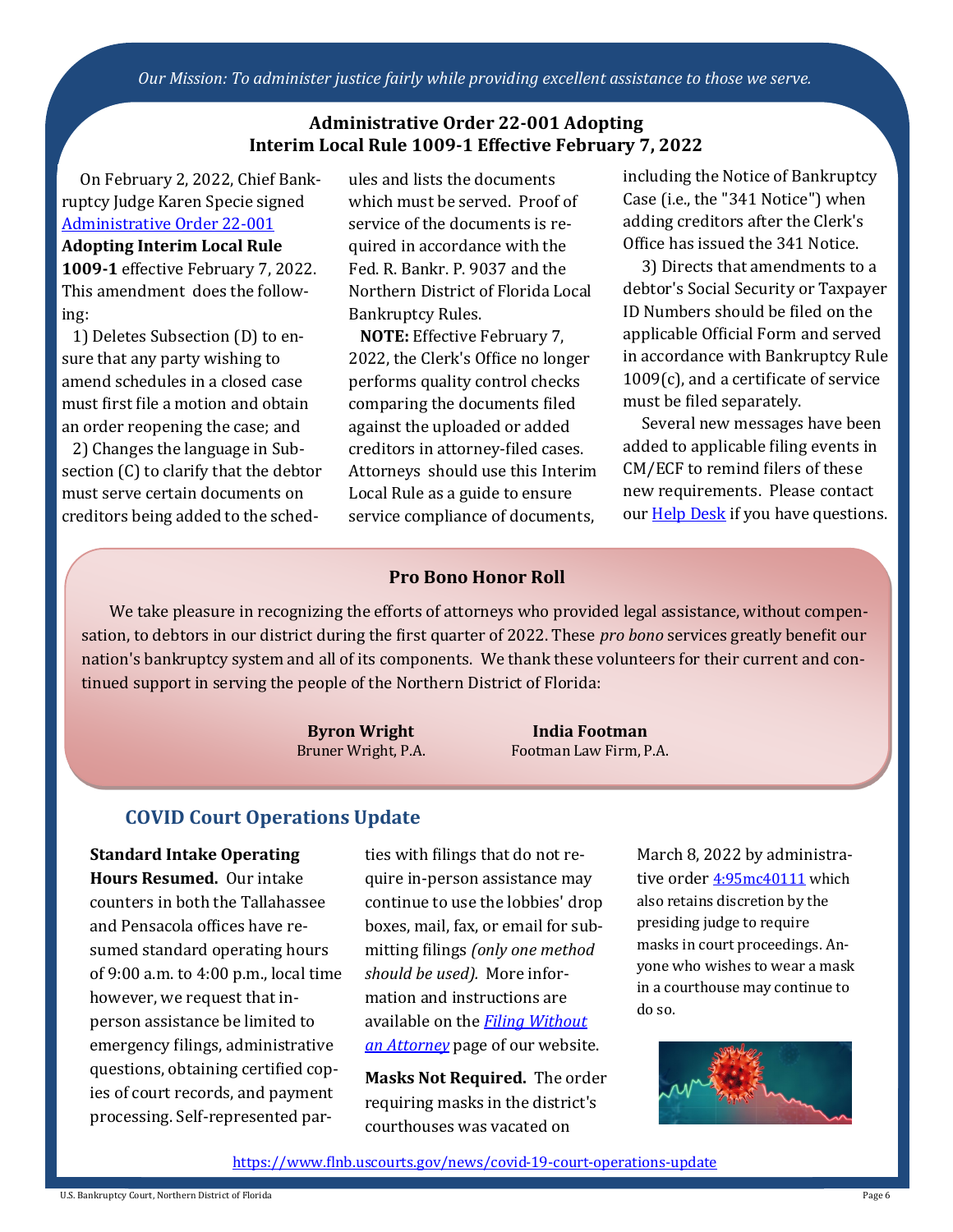*Our Mission: To administer justice fairly while providing excellent assistance to those we serve.*

## Administrative Order 22-001 Adopting Interim Local Rule 1009-1 Effective February 7, 2022

On February 2, 2022, Chief Bankruptcy Judge Karen Specie signed Administrative Order 22-001 **Adopting Interim Local Rule 1009-1** effective February 7, 2022. This amendment does the following:

1) Deletes Subsection (D) to ensure that any party wishing to amend schedules in a closed case must first file a motion and obtain an order reopening the case; and

2) Changes the language in Subsection (C) to clarify that the debtor must serve certain documents on creditors being added to the schedules and lists the documents which must be served. Proof of service of the documents is required in accordance with the Fed. R. Bankr. P. 9037 and the Northern District of Florida Local Bankruptcy Rules.

**NOTE:** Effective February 7, 2022, the Clerk's Office no longer performs quality control checks comparing the documents filed against the uploaded or added creditors in attorney-filed cases. Attorneys should use this Interim Local Rule as a guide to ensure service compliance of documents, including the Notice of Bankruptcy Case (i.e., the "341 Notice") when adding creditors after the Clerk's Office has issued the 341 Notice.

3) Directs that amendments to a debtor's Social Security or Taxpayer ID Numbers should be filed on the applicable Official Form and served in accordance with Bankruptcy Rule 1009(c), and a certificate of service must be filed separately.

Several new messages have been added to applicable filing events in CM/ECF to remind filers of these new requirements. Please contact our Help Desk if you have questions.

## Pro Bono Honor Roll

We take pleasure in recognizing the efforts of attorneys who provided legal assistance, without compensation, to debtors in our district during the first quarter of 2022. These *pro bono* services greatly benefit our nation's bankruptcy system and all of its components. We thank these volunteers for their current and continued support in serving the people of the Northern District of Florida:

**Byron Wright**
Bruner Wright, P.A.

**India Footman**
Footman Law Firm, P.A.

## COVID Court Operations Update

**Standard Intake Operating Hours Resumed.** Our intake counters in both the Tallahassee and Pensacola offices have resumed standard operating hours of 9:00 a.m. to 4:00 p.m., local time however, we request that in-person assistance be limited to emergency filings, administrative questions, obtaining certified copies of court records, and payment processing. Self-represented parties with filings that do not require in-person assistance may continue to use the lobbies' drop boxes, mail, fax, or email for submitting filings *(only one method should be used).* More information and instructions are available on the *Filing Without an Attorney* page of our website.

**Masks Not Required.** The order requiring masks in the district's courthouses was vacated on March 8, 2022 by administrative order 4:95mc40111 which also retains discretion by the presiding judge to require masks in court proceedings. Anyone who wishes to wear a mask in a courthouse may continue to do so.

https://www.flnb.uscourts.gov/news/covid-19-court-operations-update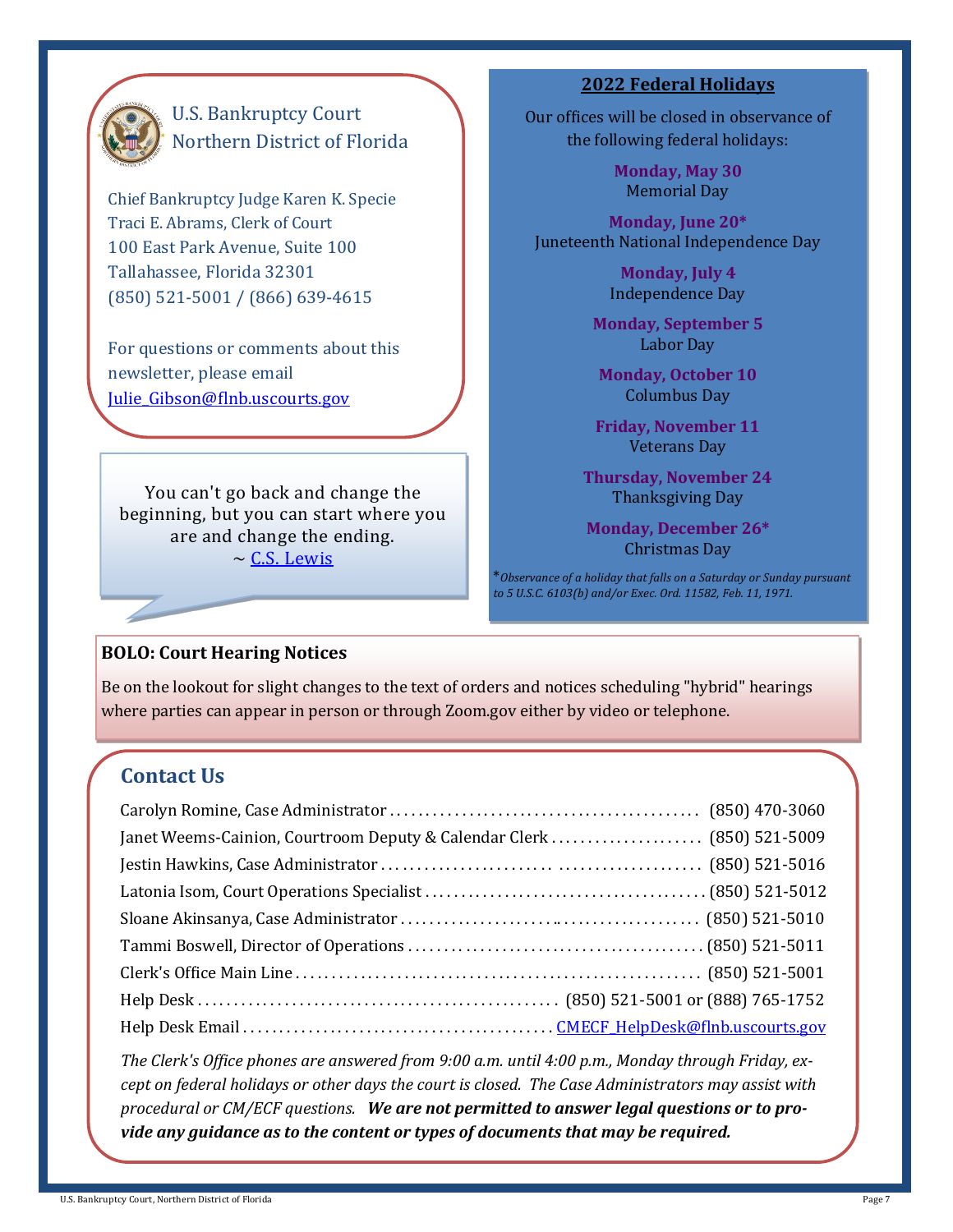U.S. Bankruptcy Court
Northern District of Florida

Chief Bankruptcy Judge Karen K. Specie
Traci E. Abrams, Clerk of Court
100 East Park Avenue, Suite 100
Tallahassee, Florida 32301
(850) 521-5001 / (866) 639-4615

For questions or comments about this newsletter, please email Julie_Gibson@flnb.uscourts.gov

You can't go back and change the beginning, but you can start where you are and change the ending.
~ C.S. Lewis

## 2022 Federal Holidays

Our offices will be closed in observance of the following federal holidays:

**Monday, May 30**
Memorial Day

**Monday, June 20***
Juneteenth National Independence Day

**Monday, July 4**
Independence Day

**Monday, September 5**
Labor Day

**Monday, October 10**
Columbus Day

**Friday, November 11**
Veterans Day

**Thursday, November 24**
Thanksgiving Day

**Monday, December 26***
Christmas Day

**Observance of a holiday that falls on a Saturday or Sunday pursuant to 5 U.S.C. 6103(b) and/or Exec. Ord. 11582, Feb. 11, 1971.*

### BOLO: Court Hearing Notices

Be on the lookout for slight changes to the text of orders and notices scheduling "hybrid" hearings where parties can appear in person or through Zoom.gov either by video or telephone.

## Contact Us

| | |
|---|---|
| Carolyn Romine, Case Administrator | (850) 470-3060 |
| Janet Weems-Cainion, Courtroom Deputy & Calendar Clerk | (850) 521-5009 |
| Jestin Hawkins, Case Administrator | (850) 521-5016 |
| Latonia Isom, Court Operations Specialist | (850) 521-5012 |
| Sloane Akinsanya, Case Administrator | (850) 521-5010 |
| Tammi Boswell, Director of Operations | (850) 521-5011 |
| Clerk's Office Main Line | (850) 521-5001 |
| Help Desk | (850) 521-5001 or (888) 765-1752 |
| Help Desk Email | CMECF_HelpDesk@flnb.uscourts.gov |

*The Clerk's Office phones are answered from 9:00 a.m. until 4:00 p.m., Monday through Friday, except on federal holidays or other days the court is closed. The Case Administrators may assist with procedural or CM/ECF questions.* ***We are not permitted to answer legal questions or to provide any guidance as to the content or types of documents that may be required.***